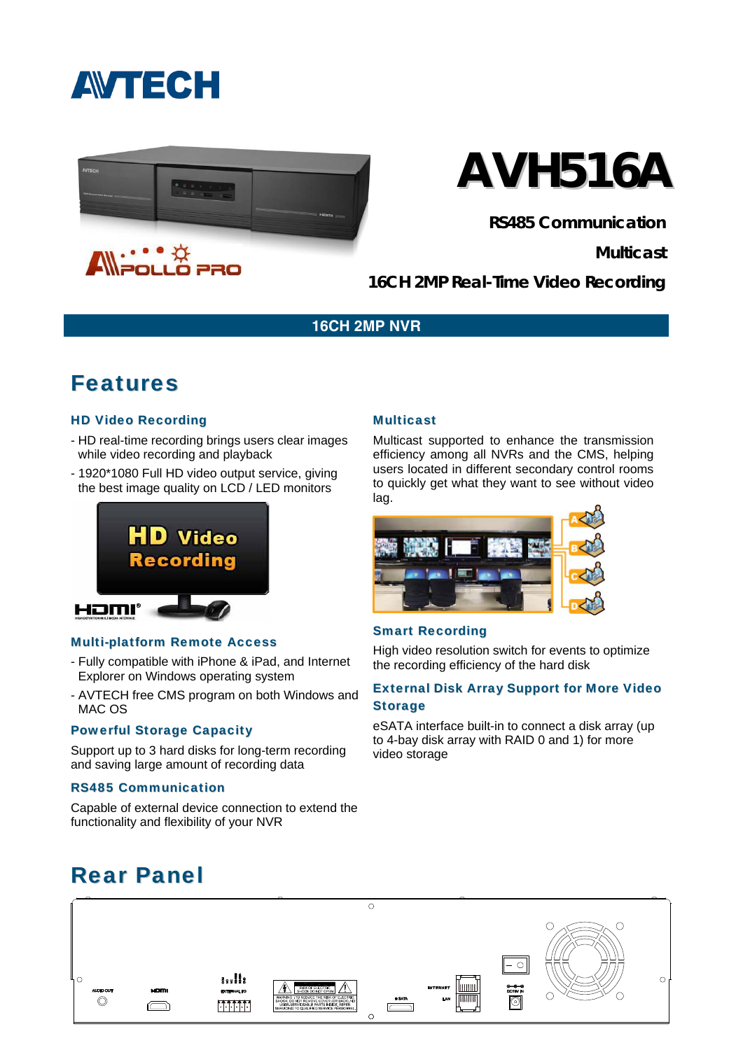# AVTECH

# AVH516A

**RS485 Communication**

**Multicast**

**16CH 2MP Real-Time Video Recording**

**16CH 2MP NVR**

## Features

### HD Video Recording

- HD real-time recording brings users clear images while video recording and playback
- 1920*1080 Full HD video output service, giving the best image quality on LCD / LED monitors

### Multi-platform Remote Access

- Fully compatible with iPhone & iPad, and Internet Explorer on Windows operating system
- AVTECH free CMS program on both Windows and MAC OS

### Powerful Storage Capacity

Support up to 3 hard disks for long-term recording and saving large amount of recording data

### RS485 Communication

Capable of external device connection to extend the functionality and flexibility of your NVR

### Multicast

Multicast supported to enhance the transmission efficiency among all NVRs and the CMS, helping users located in different secondary control rooms to quickly get what they want to see without video lag.

### Smart Recording

High video resolution switch for events to optimize the recording efficiency of the hard disk

### External Disk Array Support for More Video Storage

eSATA interface built-in to connect a disk array (up to 4-bay disk array with RAID 0 and 1) for more video storage

## Rear Panel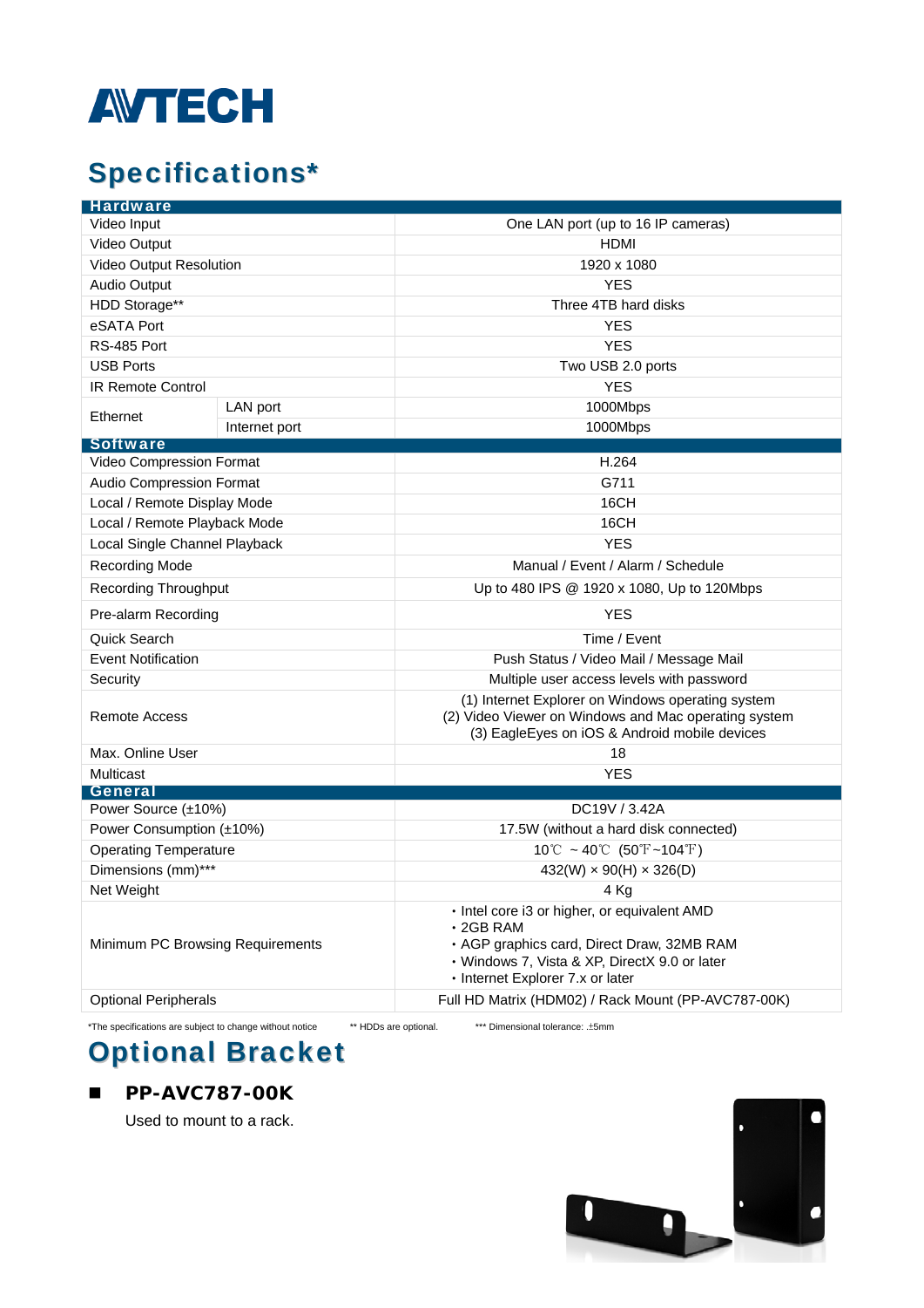# Specifications*

| Hardware | | |
|---|---|---|
| Video Input | | One LAN port (up to 16 IP cameras) |
| Video Output | | HDMI |
| Video Output Resolution | | 1920 x 1080 |
| Audio Output | | YES |
| HDD Storage** | | Three 4TB hard disks |
| eSATA Port | | YES |
| RS-485 Port | | YES |
| USB Ports | | Two USB 2.0 ports |
| IR Remote Control | | YES |
| Ethernet | LAN port | 1000Mbps |
| | Internet port | 1000Mbps |
| **Software** | | |
| Video Compression Format | | H.264 |
| Audio Compression Format | | G711 |
| Local / Remote Display Mode | | 16CH |
| Local / Remote Playback Mode | | 16CH |
| Local Single Channel Playback | | YES |
| Recording Mode | | Manual / Event / Alarm / Schedule |
| Recording Throughput | | Up to 480 IPS @ 1920 x 1080, Up to 120Mbps |
| Pre-alarm Recording | | YES |
| Quick Search | | Time / Event |
| Event Notification | | Push Status / Video Mail / Message Mail |
| Security | | Multiple user access levels with password |
| Remote Access | | (1) Internet Explorer on Windows operating system<br>(2) Video Viewer on Windows and Mac operating system<br>(3) EagleEyes on iOS & Android mobile devices |
| Max. Online User | | 18 |
| Multicast | | YES |
| **General** | | |
| Power Source (±10%) | | DC19V / 3.42A |
| Power Consumption (±10%) | | 17.5W (without a hard disk connected) |
| Operating Temperature | | 10℃ ~ 40℃ (50℉~104℉) |
| Dimensions (mm)*** | | 432(W) × 90(H) × 326(D) |
| Net Weight | | 4 Kg |
| Minimum PC Browsing Requirements | | • Intel core i3 or higher, or equivalent AMD<br>• 2GB RAM<br>• AGP graphics card, Direct Draw, 32MB RAM<br>• Windows 7, Vista & XP, DirectX 9.0 or later<br>• Internet Explorer 7.x or later |
| Optional Peripherals | | Full HD Matrix (HDM02) / Rack Mount (PP-AVC787-00K) |

*The specifications are subject to change without notice ** HDDs are optional. *** Dimensional tolerance: ±5mm

# Optional Bracket

- **PP-AVC787-00K**

  Used to mount to a rack.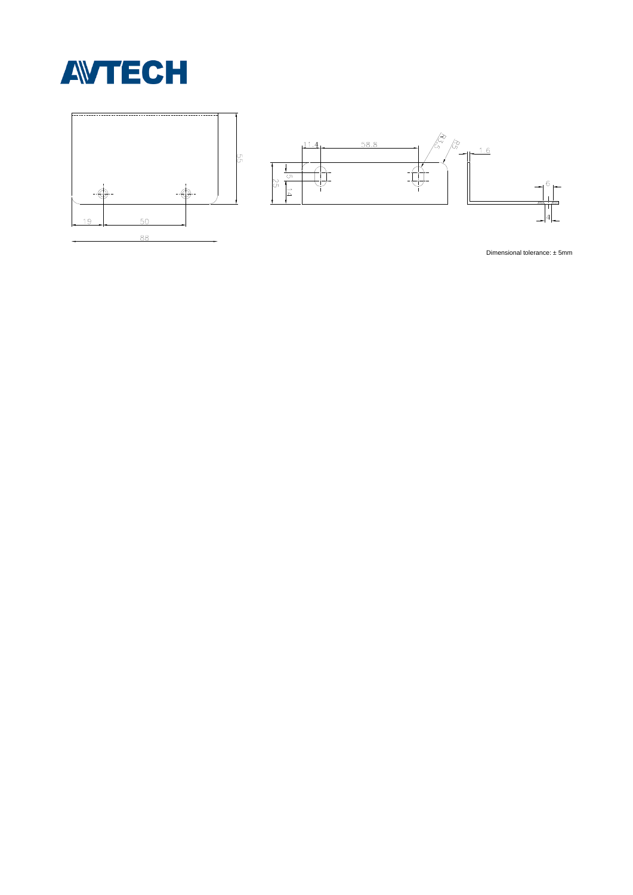AVTECH

19
50
88
55

11.4
58.8
R3.5
R5
25
5
14

1.6
6
4

Dimensional tolerance: ± 5mm